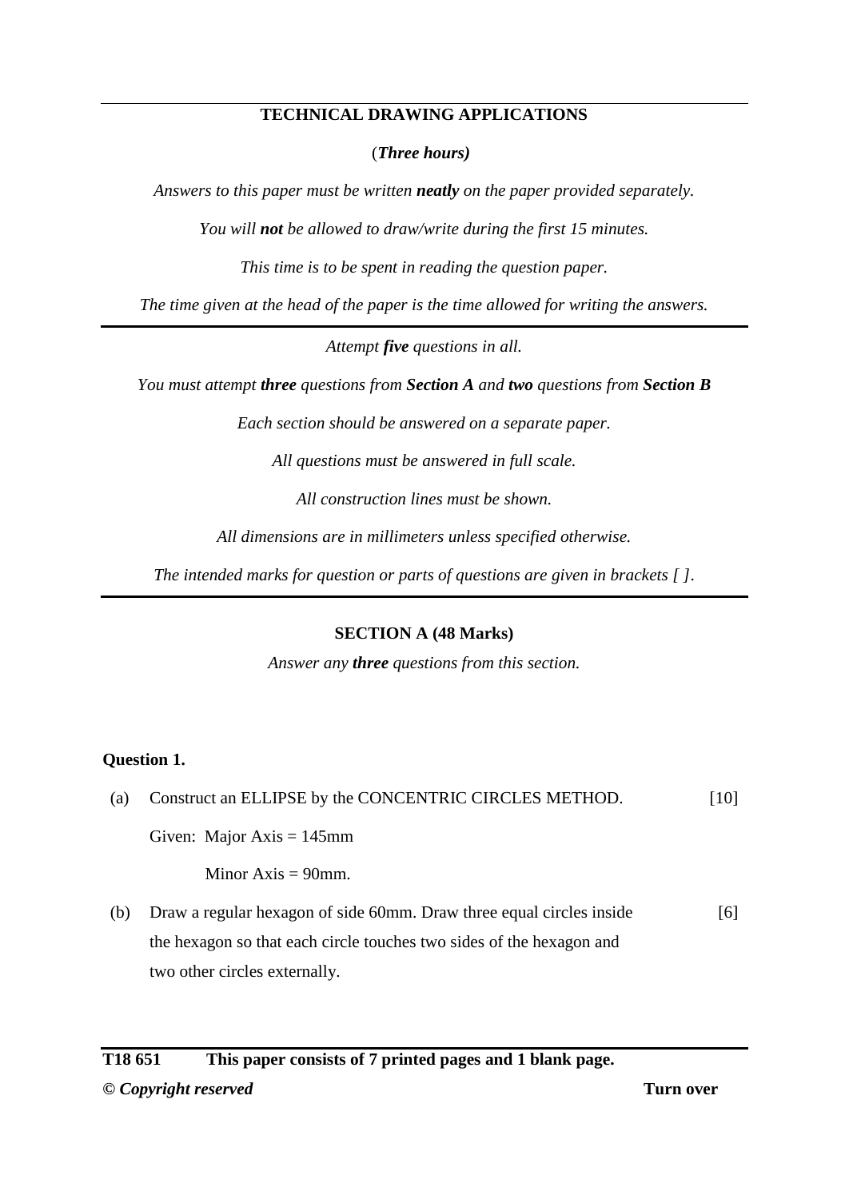# TECHNICAL DRAWING APPLICATIONS

(***Three hours)***

*Answers to this paper must be written **neatly** on the paper provided separately.*

*You will **not** be allowed to draw/write during the first 15 minutes.*

*This time is to be spent in reading the question paper.*

*The time given at the head of the paper is the time allowed for writing the answers.*

---

*Attempt **five** questions in all.*

*You must attempt **three** questions from **Section A** and **two** questions from **Section B***

*Each section should be answered on a separate paper.*

*All questions must be answered in full scale.*

*All construction lines must be shown.*

*All dimensions are in millimeters unless specified otherwise.*

*The intended marks for question or parts of questions are given in brackets [ ].*

---

## SECTION A (48 Marks)

*Answer any **three** questions from this section.*

**Question 1.**

(a) Construct an ELLIPSE by the CONCENTRIC CIRCLES METHOD. [10]

Given: Major Axis = 145mm

Minor Axis = 90mm.

(b) Draw a regular hexagon of side 60mm. Draw three equal circles inside the hexagon so that each circle touches two sides of the hexagon and two other circles externally. [6]

**T18 651 This paper consists of 7 printed pages and 1 blank page.**

***© Copyright reserved*** **Turn over**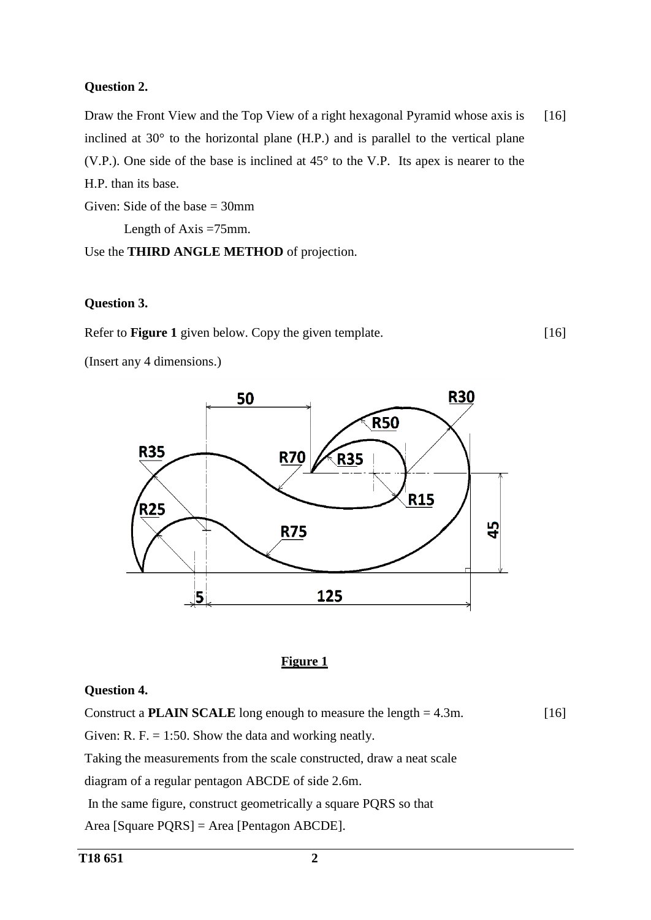**Question 2.**

Draw the Front View and the Top View of a right hexagonal Pyramid whose axis is inclined at 30° to the horizontal plane (H.P.) and is parallel to the vertical plane (V.P.). One side of the base is inclined at 45° to the V.P. Its apex is nearer to the H.P. than its base. [16]

Given: Side of the base = 30mm

Length of Axis =75mm.

Use the **THIRD ANGLE METHOD** of projection.

**Question 3.**

Refer to **Figure 1** given below. Copy the given template. [16]

(Insert any 4 dimensions.)

<u>**Figure 1**</u>

**Question 4.**

Construct a **PLAIN SCALE** long enough to measure the length = 4.3m. [16]

Given: R. F. = 1:50. Show the data and working neatly.

Taking the measurements from the scale constructed, draw a neat scale diagram of a regular pentagon ABCDE of side 2.6m.

In the same figure, construct geometrically a square PQRS so that Area [Square PQRS] = Area [Pentagon ABCDE].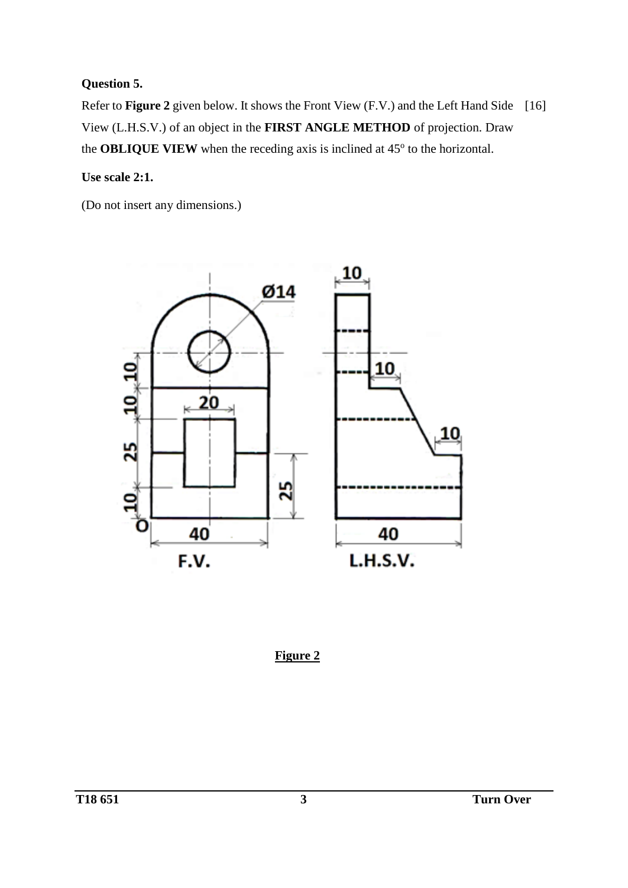**Question 5.**

Refer to **Figure 2** given below. It shows the Front View (F.V.) and the Left Hand Side View (L.H.S.V.) of an object in the **FIRST ANGLE METHOD** of projection. Draw the **OBLIQUE VIEW** when the receding axis is inclined at 45$^{o}$ to the horizontal. [16]

**Use scale 2:1.**

(Do not insert any dimensions.)

**Figure 2**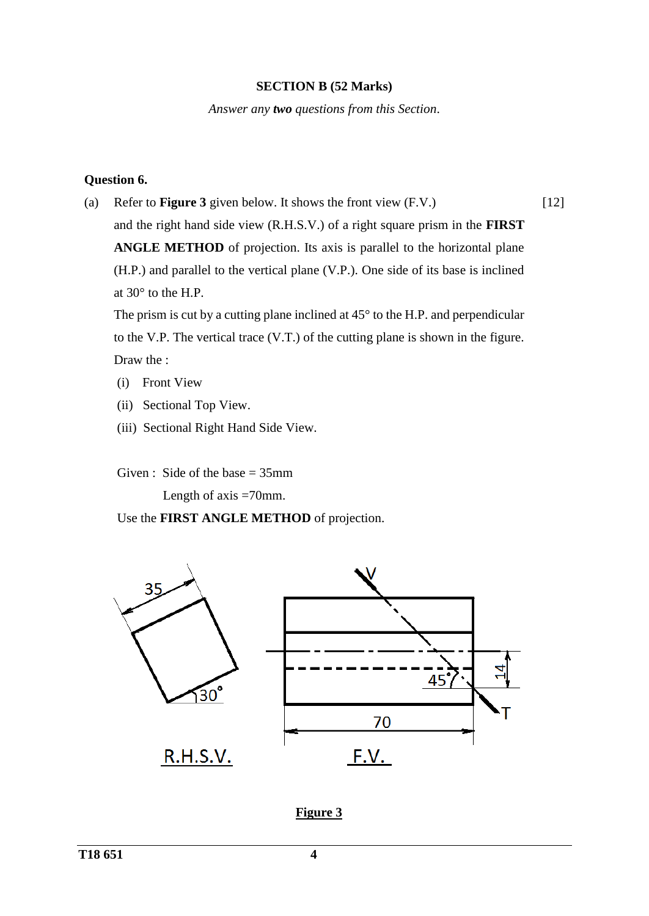**SECTION B (52 Marks)**

*Answer any* ***two*** *questions from this Section*.

**Question 6.**

(a) Refer to **Figure 3** given below. It shows the front view (F.V.) and the right hand side view (R.H.S.V.) of a right square prism in the **FIRST ANGLE METHOD** of projection. Its axis is parallel to the horizontal plane (H.P.) and parallel to the vertical plane (V.P.). One side of its base is inclined at 30° to the H.P. [12]

The prism is cut by a cutting plane inclined at 45° to the H.P. and perpendicular to the V.P. The vertical trace (V.T.) of the cutting plane is shown in the figure.

Draw the :

(i) Front View

(ii) Sectional Top View.

(iii) Sectional Right Hand Side View.

Given : Side of the base = 35mm

Length of axis =70mm.

Use the **FIRST ANGLE METHOD** of projection.

**Figure 3**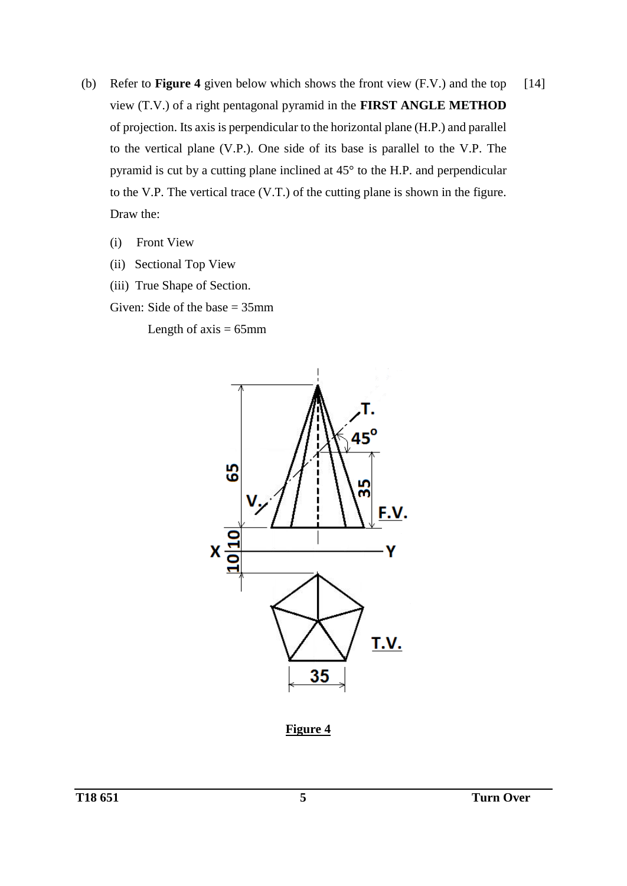(b) Refer to **Figure 4** given below which shows the front view (F.V.) and the top view (T.V.) of a right pentagonal pyramid in the **FIRST ANGLE METHOD** of projection. Its axis is perpendicular to the horizontal plane (H.P.) and parallel to the vertical plane (V.P.). One side of its base is parallel to the V.P. The pyramid is cut by a cutting plane inclined at 45° to the H.P. and perpendicular to the V.P. The vertical trace (V.T.) of the cutting plane is shown in the figure. Draw the: [14]

(i) Front View

(ii) Sectional Top View

(iii) True Shape of Section.

Given: Side of the base = 35mm

Length of axis = 65mm

**Figure 4**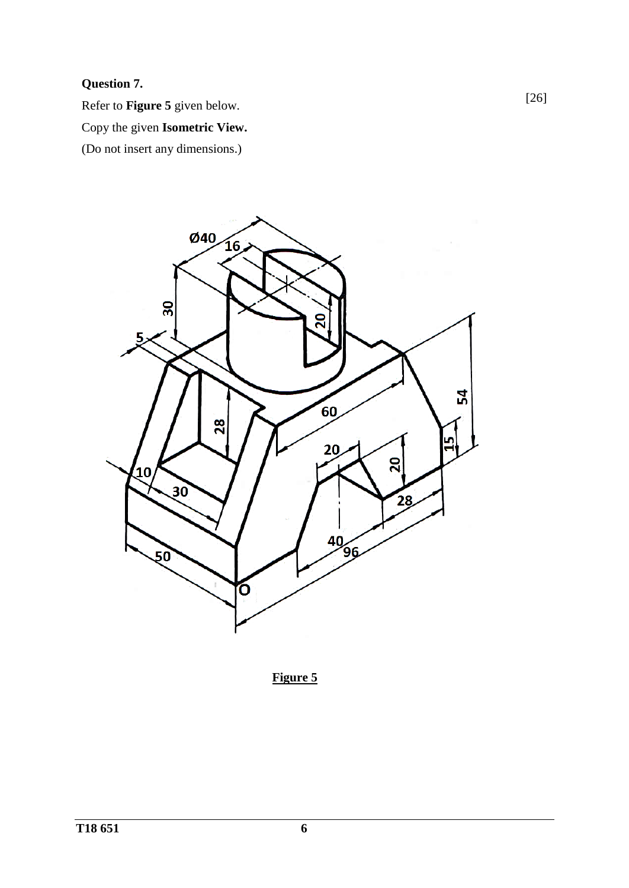**Question 7.**

[26]

Refer to **Figure 5** given below.

Copy the given **Isometric View.**

(Do not insert any dimensions.)

**Figure 5**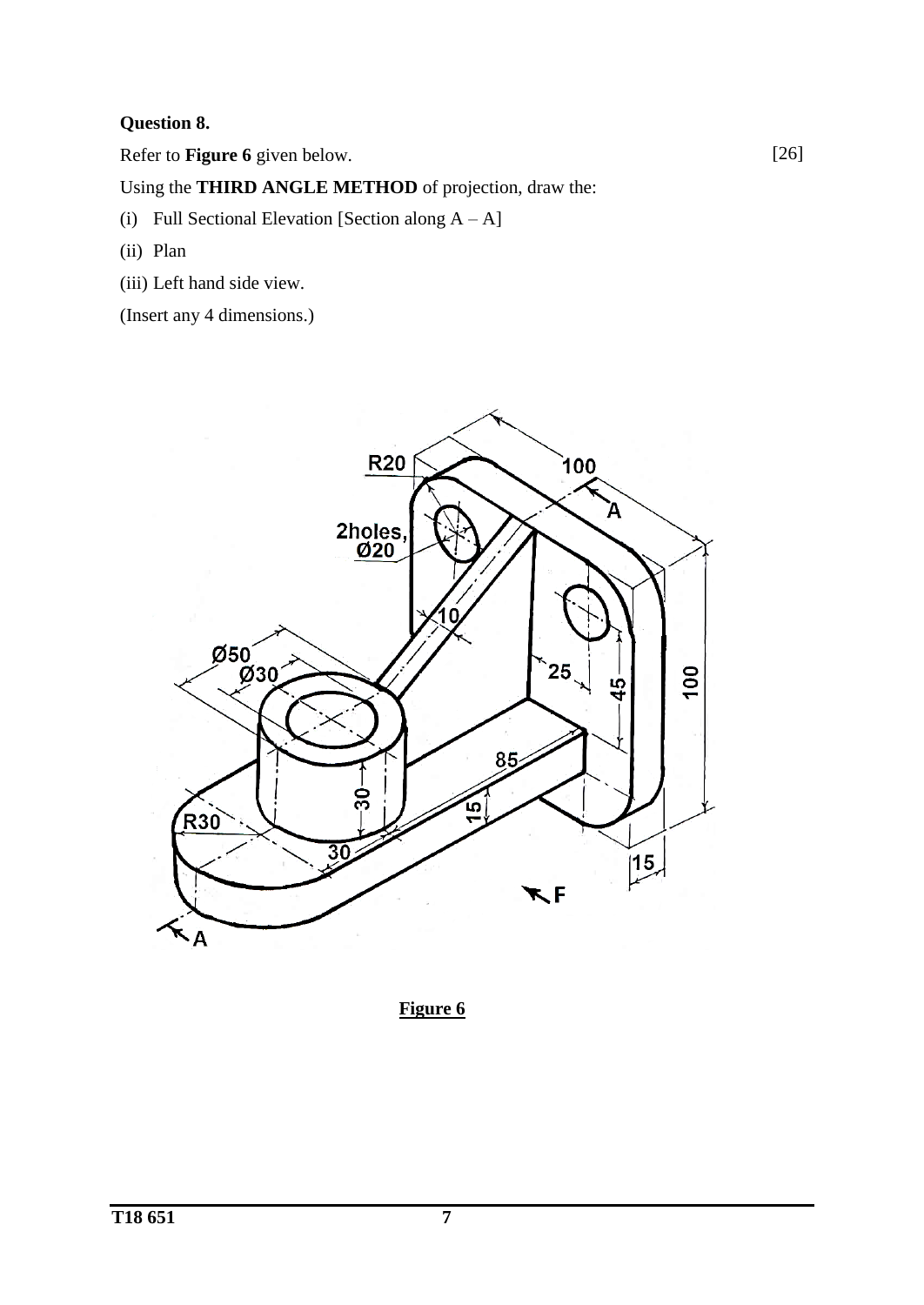**Question 8.**

Refer to **Figure 6** given below. [26]

Using the **THIRD ANGLE METHOD** of projection, draw the:

(i) Full Sectional Elevation [Section along A – A]

(ii) Plan

(iii) Left hand side view.

(Insert any 4 dimensions.)

R20

100

A

2holes,
Ø20

10

Ø50

Ø30

25

45

100

85

30

15

R30

30

15

F

A

**Figure 6**